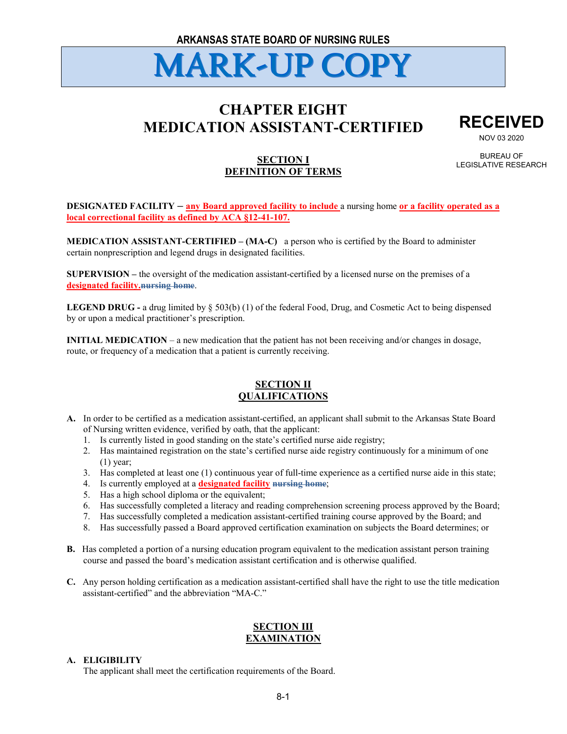ARKANSAS STATE BOARD OF NURSING RULES

MARK-UP COPY

# CHAPTER EIGHT
# MEDICATION ASSISTANT-CERTIFIED

RECEIVED
NOV 03 2020
BUREAU OF LEGISLATIVE RESEARCH

## SECTION I
## DEFINITION OF TERMS

**DESIGNATED FACILITY –** any Board approved facility to include a nursing home or a facility operated as a local correctional facility as defined by ACA §12-41-107.

**MEDICATION ASSISTANT-CERTIFIED – (MA-C)** a person who is certified by the Board to administer certain nonprescription and legend drugs in designated facilities.

**SUPERVISION –** the oversight of the medication assistant-certified by a licensed nurse on the premises of a designated facility.~~nursing home~~.

**LEGEND DRUG -** a drug limited by § 503(b) (1) of the federal Food, Drug, and Cosmetic Act to being dispensed by or upon a medical practitioner's prescription.

**INITIAL MEDICATION** – a new medication that the patient has not been receiving and/or changes in dosage, route, or frequency of a medication that a patient is currently receiving.

## SECTION II
## QUALIFICATIONS

**A.** In order to be certified as a medication assistant-certified, an applicant shall submit to the Arkansas State Board of Nursing written evidence, verified by oath, that the applicant:
1. Is currently listed in good standing on the state's certified nurse aide registry;
2. Has maintained registration on the state's certified nurse aide registry continuously for a minimum of one (1) year;
3. Has completed at least one (1) continuous year of full-time experience as a certified nurse aide in this state;
4. Is currently employed at a designated facility ~~nursing home~~;
5. Has a high school diploma or the equivalent;
6. Has successfully completed a literacy and reading comprehension screening process approved by the Board;
7. Has successfully completed a medication assistant-certified training course approved by the Board; and
8. Has successfully passed a Board approved certification examination on subjects the Board determines; or

**B.** Has completed a portion of a nursing education program equivalent to the medication assistant person training course and passed the board's medication assistant certification and is otherwise qualified.

**C.** Any person holding certification as a medication assistant-certified shall have the right to use the title medication assistant-certified" and the abbreviation "MA-C."

## SECTION III
## EXAMINATION

**A. ELIGIBILITY**
The applicant shall meet the certification requirements of the Board.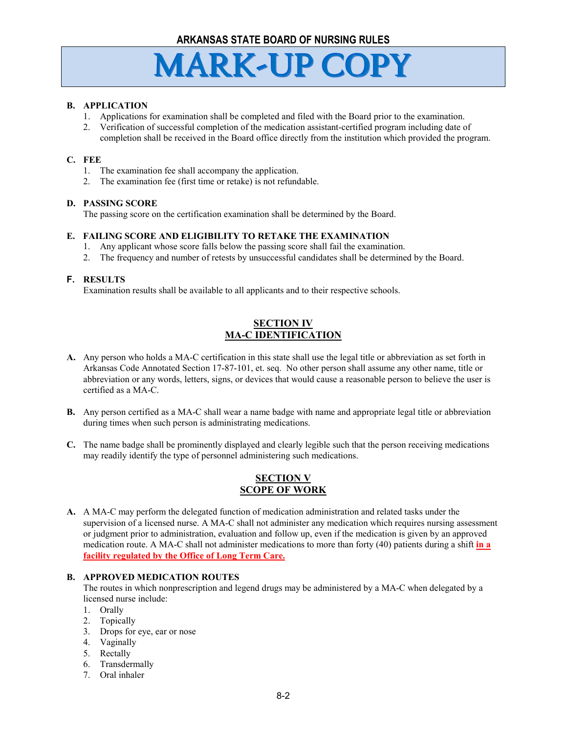**B. APPLICATION**

1. Applications for examination shall be completed and filed with the Board prior to the examination.
2. Verification of successful completion of the medication assistant-certified program including date of completion shall be received in the Board office directly from the institution which provided the program.

**C. FEE**

1. The examination fee shall accompany the application.
2. The examination fee (first time or retake) is not refundable.

**D. PASSING SCORE**

The passing score on the certification examination shall be determined by the Board.

**E. FAILING SCORE AND ELIGIBILITY TO RETAKE THE EXAMINATION**

1. Any applicant whose score falls below the passing score shall fail the examination.
2. The frequency and number of retests by unsuccessful candidates shall be determined by the Board.

**F. RESULTS**

Examination results shall be available to all applicants and to their respective schools.

## SECTION IV
## MA-C IDENTIFICATION

**A.** Any person who holds a MA-C certification in this state shall use the legal title or abbreviation as set forth in Arkansas Code Annotated Section 17-87-101, et. seq. No other person shall assume any other name, title or abbreviation or any words, letters, signs, or devices that would cause a reasonable person to believe the user is certified as a MA-C.

**B.** Any person certified as a MA-C shall wear a name badge with name and appropriate legal title or abbreviation during times when such person is administrating medications.

**C.** The name badge shall be prominently displayed and clearly legible such that the person receiving medications may readily identify the type of personnel administering such medications.

## SECTION V
## SCOPE OF WORK

**A.** A MA-C may perform the delegated function of medication administration and related tasks under the supervision of a licensed nurse. A MA-C shall not administer any medication which requires nursing assessment or judgment prior to administration, evaluation and follow up, even if the medication is given by an approved medication route. A MA-C shall not administer medications to more than forty (40) patients during a shift **in a facility regulated by the Office of Long Term Care.**

**B. APPROVED MEDICATION ROUTES**

The routes in which nonprescription and legend drugs may be administered by a MA-C when delegated by a licensed nurse include:

1. Orally
2. Topically
3. Drops for eye, ear or nose
4. Vaginally
5. Rectally
6. Transdermally
7. Oral inhaler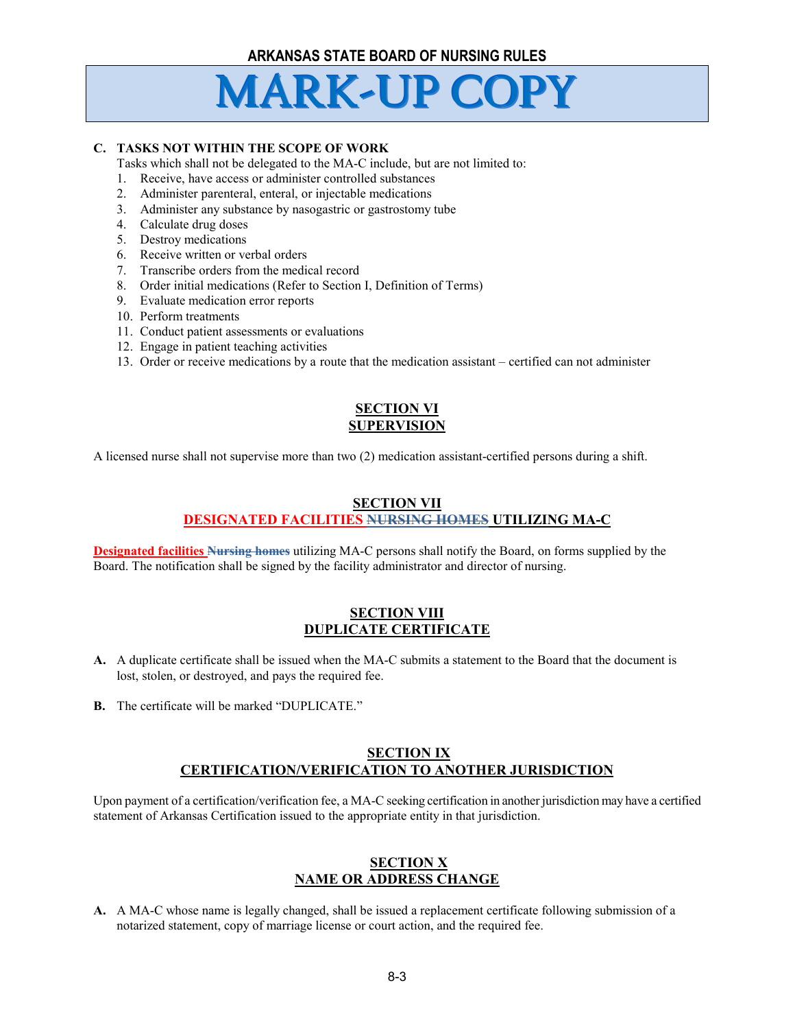**C. TASKS NOT WITHIN THE SCOPE OF WORK**

Tasks which shall not be delegated to the MA-C include, but are not limited to:

1. Receive, have access or administer controlled substances
2. Administer parenteral, enteral, or injectable medications
3. Administer any substance by nasogastric or gastrostomy tube
4. Calculate drug doses
5. Destroy medications
6. Receive written or verbal orders
7. Transcribe orders from the medical record
8. Order initial medications (Refer to Section I, Definition of Terms)
9. Evaluate medication error reports
10. Perform treatments
11. Conduct patient assessments or evaluations
12. Engage in patient teaching activities
13. Order or receive medications by a route that the medication assistant – certified can not administer

## SECTION VI
## SUPERVISION

A licensed nurse shall not supervise more than two (2) medication assistant-certified persons during a shift.

## SECTION VII
## DESIGNATED FACILITIES ~~NURSING HOMES~~ UTILIZING MA-C

**Designated facilities** ~~**Nursing homes**~~ utilizing MA-C persons shall notify the Board, on forms supplied by the Board. The notification shall be signed by the facility administrator and director of nursing.

## SECTION VIII
## DUPLICATE CERTIFICATE

**A.** A duplicate certificate shall be issued when the MA-C submits a statement to the Board that the document is lost, stolen, or destroyed, and pays the required fee.

**B.** The certificate will be marked "DUPLICATE."

## SECTION IX
## CERTIFICATION/VERIFICATION TO ANOTHER JURISDICTION

Upon payment of a certification/verification fee, a MA-C seeking certification in another jurisdiction may have a certified statement of Arkansas Certification issued to the appropriate entity in that jurisdiction.

## SECTION X
## NAME OR ADDRESS CHANGE

**A.** A MA-C whose name is legally changed, shall be issued a replacement certificate following submission of a notarized statement, copy of marriage license or court action, and the required fee.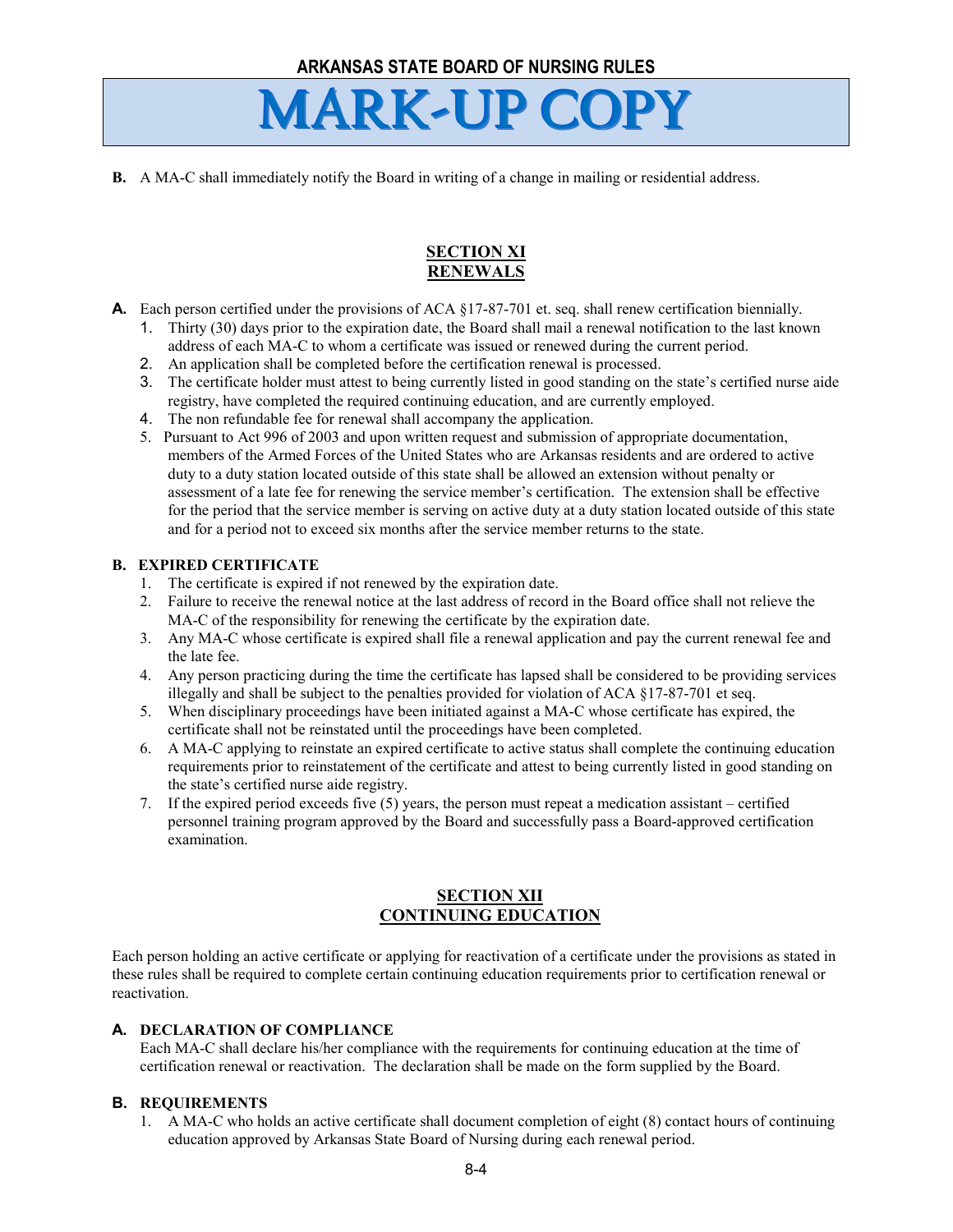**B.** A MA-C shall immediately notify the Board in writing of a change in mailing or residential address.

## SECTION XI
## RENEWALS

**A.** Each person certified under the provisions of ACA §17-87-701 et. seq. shall renew certification biennially.

1. Thirty (30) days prior to the expiration date, the Board shall mail a renewal notification to the last known address of each MA-C to whom a certificate was issued or renewed during the current period.
2. An application shall be completed before the certification renewal is processed.
3. The certificate holder must attest to being currently listed in good standing on the state's certified nurse aide registry, have completed the required continuing education, and are currently employed.
4. The non refundable fee for renewal shall accompany the application.
5. Pursuant to Act 996 of 2003 and upon written request and submission of appropriate documentation, members of the Armed Forces of the United States who are Arkansas residents and are ordered to active duty to a duty station located outside of this state shall be allowed an extension without penalty or assessment of a late fee for renewing the service member's certification. The extension shall be effective for the period that the service member is serving on active duty at a duty station located outside of this state and for a period not to exceed six months after the service member returns to the state.

**B. EXPIRED CERTIFICATE**

1. The certificate is expired if not renewed by the expiration date.
2. Failure to receive the renewal notice at the last address of record in the Board office shall not relieve the MA-C of the responsibility for renewing the certificate by the expiration date.
3. Any MA-C whose certificate is expired shall file a renewal application and pay the current renewal fee and the late fee.
4. Any person practicing during the time the certificate has lapsed shall be considered to be providing services illegally and shall be subject to the penalties provided for violation of ACA §17-87-701 et seq.
5. When disciplinary proceedings have been initiated against a MA-C whose certificate has expired, the certificate shall not be reinstated until the proceedings have been completed.
6. A MA-C applying to reinstate an expired certificate to active status shall complete the continuing education requirements prior to reinstatement of the certificate and attest to being currently listed in good standing on the state's certified nurse aide registry.
7. If the expired period exceeds five (5) years, the person must repeat a medication assistant – certified personnel training program approved by the Board and successfully pass a Board-approved certification examination.

## SECTION XII
## CONTINUING EDUCATION

Each person holding an active certificate or applying for reactivation of a certificate under the provisions as stated in these rules shall be required to complete certain continuing education requirements prior to certification renewal or reactivation.

**A. DECLARATION OF COMPLIANCE**

Each MA-C shall declare his/her compliance with the requirements for continuing education at the time of certification renewal or reactivation. The declaration shall be made on the form supplied by the Board.

**B. REQUIREMENTS**

1. A MA-C who holds an active certificate shall document completion of eight (8) contact hours of continuing education approved by Arkansas State Board of Nursing during each renewal period.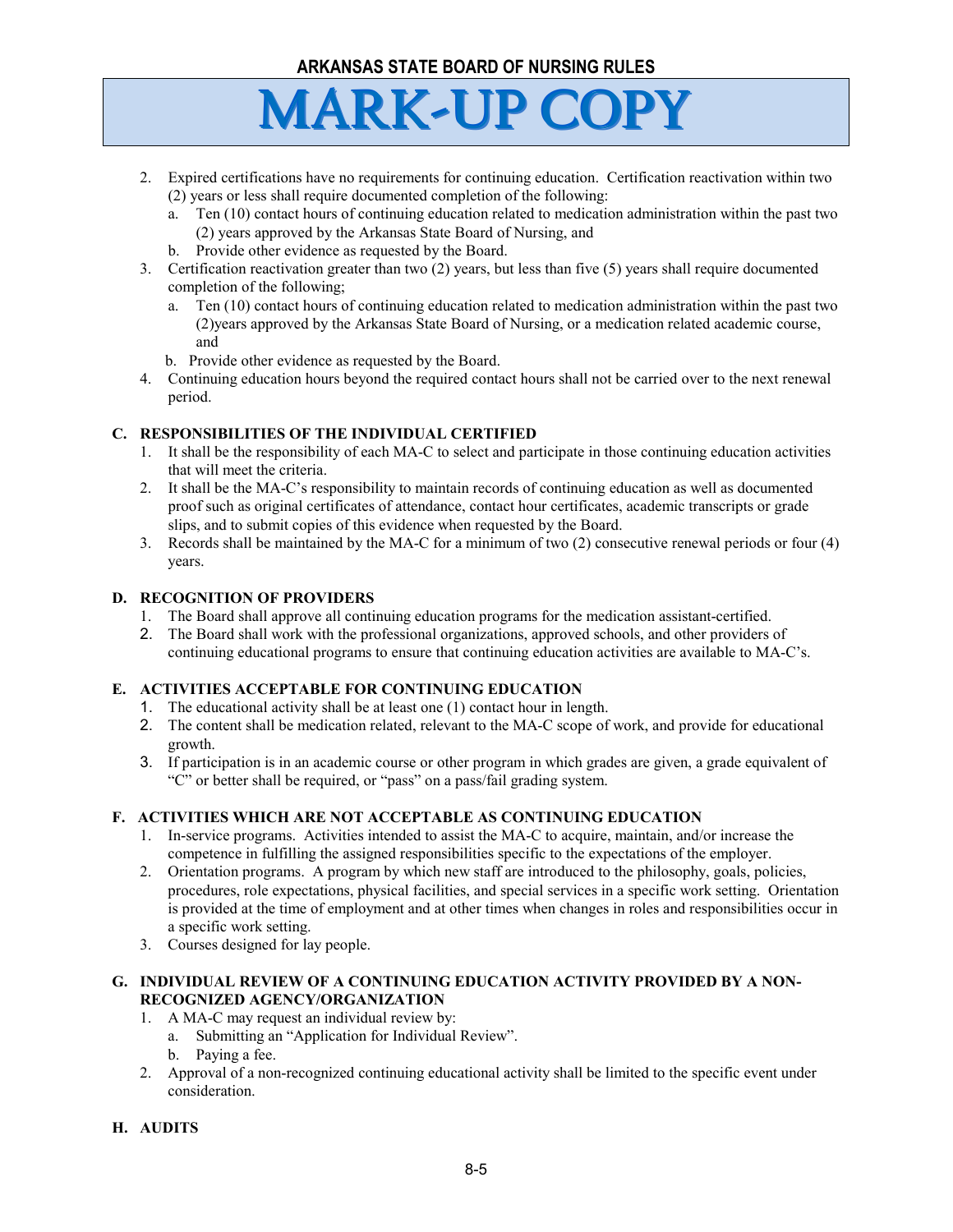2. Expired certifications have no requirements for continuing education. Certification reactivation within two (2) years or less shall require documented completion of the following:
   a. Ten (10) contact hours of continuing education related to medication administration within the past two (2) years approved by the Arkansas State Board of Nursing, and
   b. Provide other evidence as requested by the Board.
3. Certification reactivation greater than two (2) years, but less than five (5) years shall require documented completion of the following;
   a. Ten (10) contact hours of continuing education related to medication administration within the past two (2)years approved by the Arkansas State Board of Nursing, or a medication related academic course, and
   b. Provide other evidence as requested by the Board.
4. Continuing education hours beyond the required contact hours shall not be carried over to the next renewal period.

**C. RESPONSIBILITIES OF THE INDIVIDUAL CERTIFIED**

1. It shall be the responsibility of each MA-C to select and participate in those continuing education activities that will meet the criteria.
2. It shall be the MA-C's responsibility to maintain records of continuing education as well as documented proof such as original certificates of attendance, contact hour certificates, academic transcripts or grade slips, and to submit copies of this evidence when requested by the Board.
3. Records shall be maintained by the MA-C for a minimum of two (2) consecutive renewal periods or four (4) years.

**D. RECOGNITION OF PROVIDERS**

1. The Board shall approve all continuing education programs for the medication assistant-certified.
2. The Board shall work with the professional organizations, approved schools, and other providers of continuing educational programs to ensure that continuing education activities are available to MA-C's.

**E. ACTIVITIES ACCEPTABLE FOR CONTINUING EDUCATION**

1. The educational activity shall be at least one (1) contact hour in length.
2. The content shall be medication related, relevant to the MA-C scope of work, and provide for educational growth.
3. If participation is in an academic course or other program in which grades are given, a grade equivalent of "C" or better shall be required, or "pass" on a pass/fail grading system.

**F. ACTIVITIES WHICH ARE NOT ACCEPTABLE AS CONTINUING EDUCATION**

1. In-service programs. Activities intended to assist the MA-C to acquire, maintain, and/or increase the competence in fulfilling the assigned responsibilities specific to the expectations of the employer.
2. Orientation programs. A program by which new staff are introduced to the philosophy, goals, policies, procedures, role expectations, physical facilities, and special services in a specific work setting. Orientation is provided at the time of employment and at other times when changes in roles and responsibilities occur in a specific work setting.
3. Courses designed for lay people.

**G. INDIVIDUAL REVIEW OF A CONTINUING EDUCATION ACTIVITY PROVIDED BY A NON-RECOGNIZED AGENCY/ORGANIZATION**

1. A MA-C may request an individual review by:
   a. Submitting an "Application for Individual Review".
   b. Paying a fee.
2. Approval of a non-recognized continuing educational activity shall be limited to the specific event under consideration.

**H. AUDITS**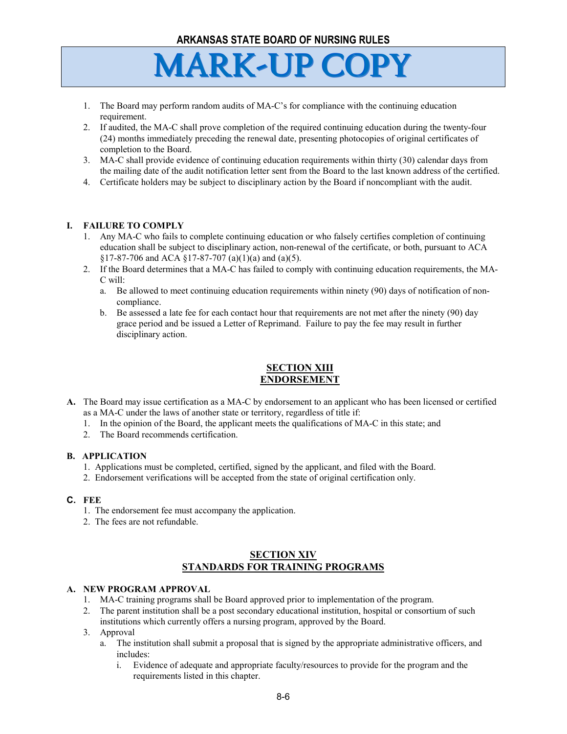1. The Board may perform random audits of MA-C's for compliance with the continuing education requirement.
2. If audited, the MA-C shall prove completion of the required continuing education during the twenty-four (24) months immediately preceding the renewal date, presenting photocopies of original certificates of completion to the Board.
3. MA-C shall provide evidence of continuing education requirements within thirty (30) calendar days from the mailing date of the audit notification letter sent from the Board to the last known address of the certified.
4. Certificate holders may be subject to disciplinary action by the Board if noncompliant with the audit.

**I. FAILURE TO COMPLY**

1. Any MA-C who fails to complete continuing education or who falsely certifies completion of continuing education shall be subject to disciplinary action, non-renewal of the certificate, or both, pursuant to ACA §17-87-706 and ACA §17-87-707 (a)(1)(a) and (a)(5).
2. If the Board determines that a MA-C has failed to comply with continuing education requirements, the MA-C will:
   a. Be allowed to meet continuing education requirements within ninety (90) days of notification of non-compliance.
   b. Be assessed a late fee for each contact hour that requirements are not met after the ninety (90) day grace period and be issued a Letter of Reprimand. Failure to pay the fee may result in further disciplinary action.

## SECTION XIII
## ENDORSEMENT

**A.** The Board may issue certification as a MA-C by endorsement to an applicant who has been licensed or certified as a MA-C under the laws of another state or territory, regardless of title if:

1. In the opinion of the Board, the applicant meets the qualifications of MA-C in this state; and
2. The Board recommends certification.

**B. APPLICATION**

1. Applications must be completed, certified, signed by the applicant, and filed with the Board.
2. Endorsement verifications will be accepted from the state of original certification only.

**C. FEE**

1. The endorsement fee must accompany the application.
2. The fees are not refundable.

## SECTION XIV
## STANDARDS FOR TRAINING PROGRAMS

**A. NEW PROGRAM APPROVAL**

1. MA-C training programs shall be Board approved prior to implementation of the program.
2. The parent institution shall be a post secondary educational institution, hospital or consortium of such institutions which currently offers a nursing program, approved by the Board.
3. Approval
   a. The institution shall submit a proposal that is signed by the appropriate administrative officers, and includes:
      i. Evidence of adequate and appropriate faculty/resources to provide for the program and the requirements listed in this chapter.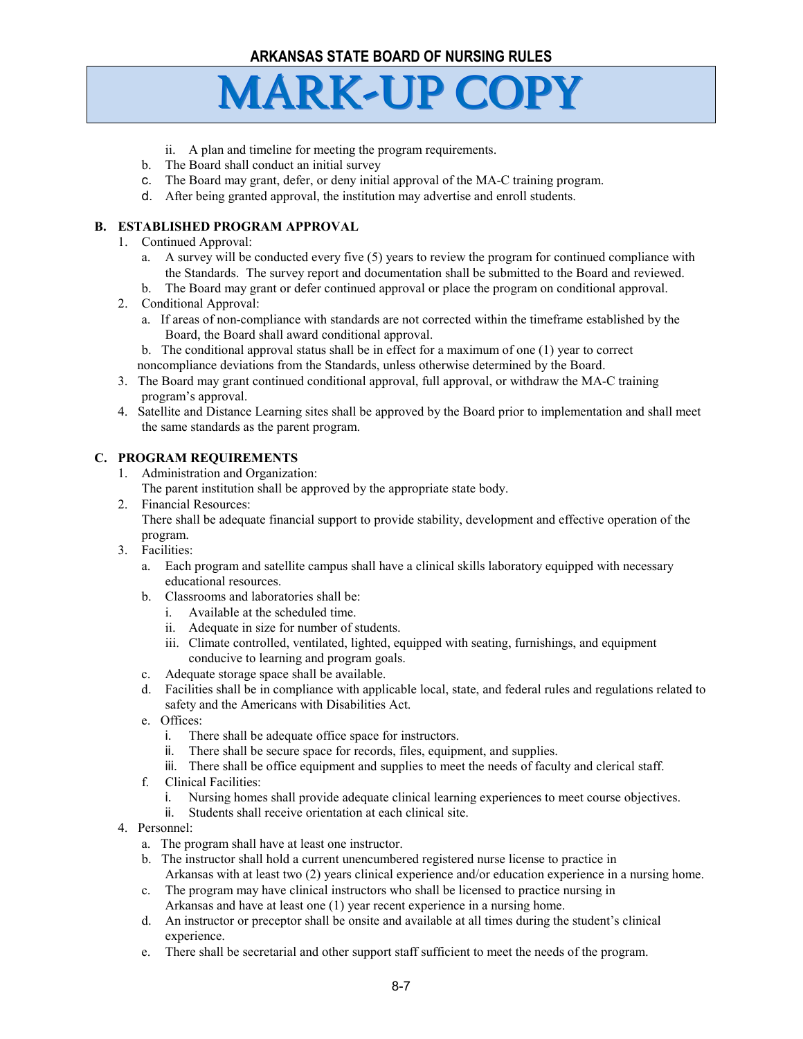ii. A plan and timeline for meeting the program requirements.

b. The Board shall conduct an initial survey

c. The Board may grant, defer, or deny initial approval of the MA-C training program.

d. After being granted approval, the institution may advertise and enroll students.

**B. ESTABLISHED PROGRAM APPROVAL**

1. Continued Approval:
   a. A survey will be conducted every five (5) years to review the program for continued compliance with the Standards. The survey report and documentation shall be submitted to the Board and reviewed.
   b. The Board may grant or defer continued approval or place the program on conditional approval.
2. Conditional Approval:
   a. If areas of non-compliance with standards are not corrected within the timeframe established by the Board, the Board shall award conditional approval.
   b. The conditional approval status shall be in effect for a maximum of one (1) year to correct noncompliance deviations from the Standards, unless otherwise determined by the Board.
3. The Board may grant continued conditional approval, full approval, or withdraw the MA-C training program's approval.
4. Satellite and Distance Learning sites shall be approved by the Board prior to implementation and shall meet the same standards as the parent program.

**C. PROGRAM REQUIREMENTS**

1. Administration and Organization:
   The parent institution shall be approved by the appropriate state body.
2. Financial Resources:
   There shall be adequate financial support to provide stability, development and effective operation of the program.
3. Facilities:
   a. Each program and satellite campus shall have a clinical skills laboratory equipped with necessary educational resources.
   b. Classrooms and laboratories shall be:
      i. Available at the scheduled time.
      ii. Adequate in size for number of students.
      iii. Climate controlled, ventilated, lighted, equipped with seating, furnishings, and equipment conducive to learning and program goals.
   c. Adequate storage space shall be available.
   d. Facilities shall be in compliance with applicable local, state, and federal rules and regulations related to safety and the Americans with Disabilities Act.
   e. Offices:
      i. There shall be adequate office space for instructors.
      ii. There shall be secure space for records, files, equipment, and supplies.
      iii. There shall be office equipment and supplies to meet the needs of faculty and clerical staff.
   f. Clinical Facilities:
      i. Nursing homes shall provide adequate clinical learning experiences to meet course objectives.
      ii. Students shall receive orientation at each clinical site.
4. Personnel:
   a. The program shall have at least one instructor.
   b. The instructor shall hold a current unencumbered registered nurse license to practice in Arkansas with at least two (2) years clinical experience and/or education experience in a nursing home.
   c. The program may have clinical instructors who shall be licensed to practice nursing in Arkansas and have at least one (1) year recent experience in a nursing home.
   d. An instructor or preceptor shall be onsite and available at all times during the student's clinical experience.
   e. There shall be secretarial and other support staff sufficient to meet the needs of the program.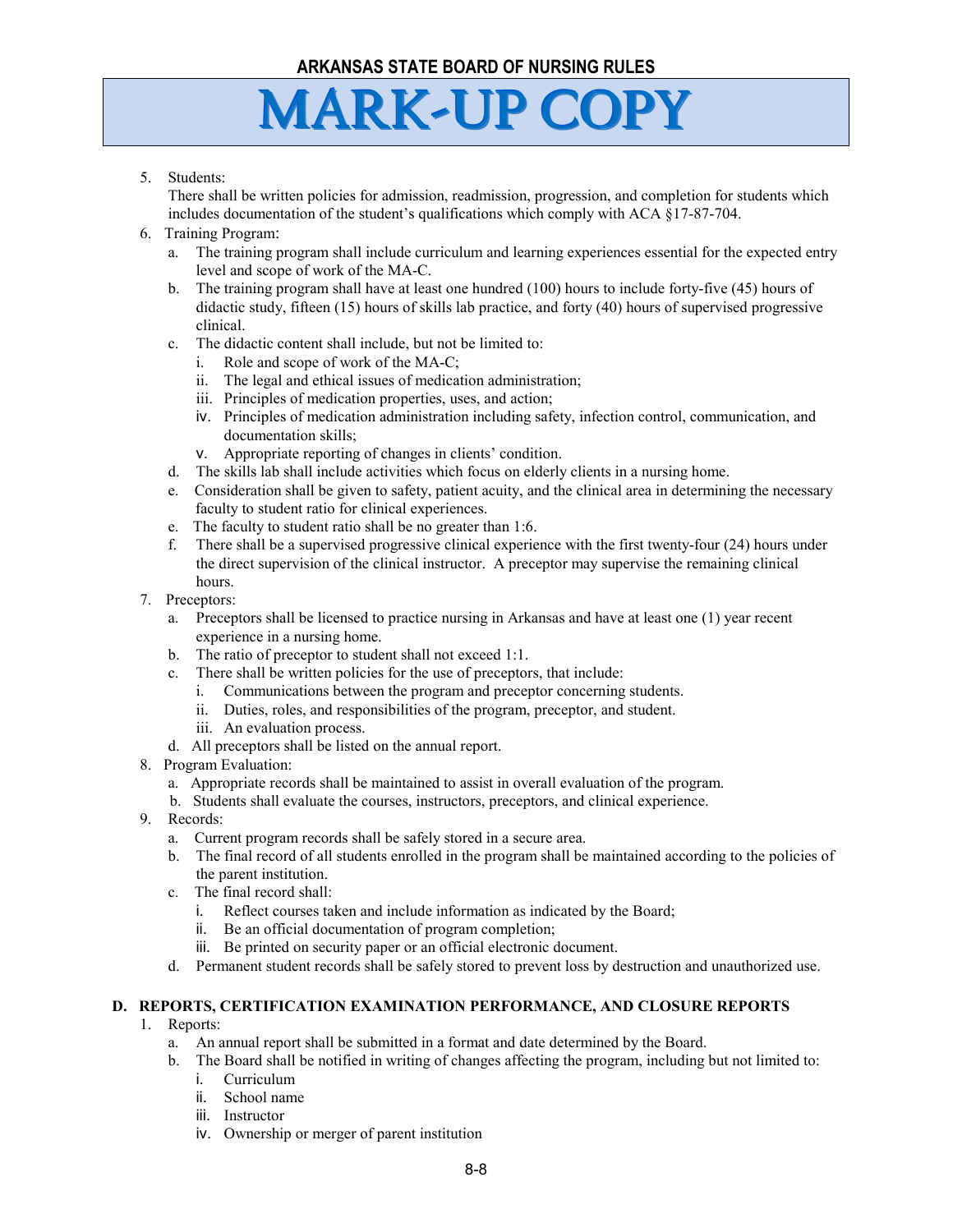5. Students:
   There shall be written policies for admission, readmission, progression, and completion for students which includes documentation of the student's qualifications which comply with ACA §17-87-704.
6. Training Program:
   a. The training program shall include curriculum and learning experiences essential for the expected entry level and scope of work of the MA-C.
   b. The training program shall have at least one hundred (100) hours to include forty-five (45) hours of didactic study, fifteen (15) hours of skills lab practice, and forty (40) hours of supervised progressive clinical.
   c. The didactic content shall include, but not be limited to:
      i. Role and scope of work of the MA-C;
      ii. The legal and ethical issues of medication administration;
      iii. Principles of medication properties, uses, and action;
      iv. Principles of medication administration including safety, infection control, communication, and documentation skills;
      v. Appropriate reporting of changes in clients' condition.
   d. The skills lab shall include activities which focus on elderly clients in a nursing home.
   e. Consideration shall be given to safety, patient acuity, and the clinical area in determining the necessary faculty to student ratio for clinical experiences.
   e. The faculty to student ratio shall be no greater than 1:6.
   f. There shall be a supervised progressive clinical experience with the first twenty-four (24) hours under the direct supervision of the clinical instructor. A preceptor may supervise the remaining clinical hours.
7. Preceptors:
   a. Preceptors shall be licensed to practice nursing in Arkansas and have at least one (1) year recent experience in a nursing home.
   b. The ratio of preceptor to student shall not exceed 1:1.
   c. There shall be written policies for the use of preceptors, that include:
      i. Communications between the program and preceptor concerning students.
      ii. Duties, roles, and responsibilities of the program, preceptor, and student.
      iii. An evaluation process.
   d. All preceptors shall be listed on the annual report.
8. Program Evaluation:
   a. Appropriate records shall be maintained to assist in overall evaluation of the program.
   b. Students shall evaluate the courses, instructors, preceptors, and clinical experience.
9. Records:
   a. Current program records shall be safely stored in a secure area.
   b. The final record of all students enrolled in the program shall be maintained according to the policies of the parent institution.
   c. The final record shall:
      i. Reflect courses taken and include information as indicated by the Board;
      ii. Be an official documentation of program completion;
      iii. Be printed on security paper or an official electronic document.
   d. Permanent student records shall be safely stored to prevent loss by destruction and unauthorized use.

**D. REPORTS, CERTIFICATION EXAMINATION PERFORMANCE, AND CLOSURE REPORTS**

1. Reports:
   a. An annual report shall be submitted in a format and date determined by the Board.
   b. The Board shall be notified in writing of changes affecting the program, including but not limited to:
      i. Curriculum
      ii. School name
      iii. Instructor
      iv. Ownership or merger of parent institution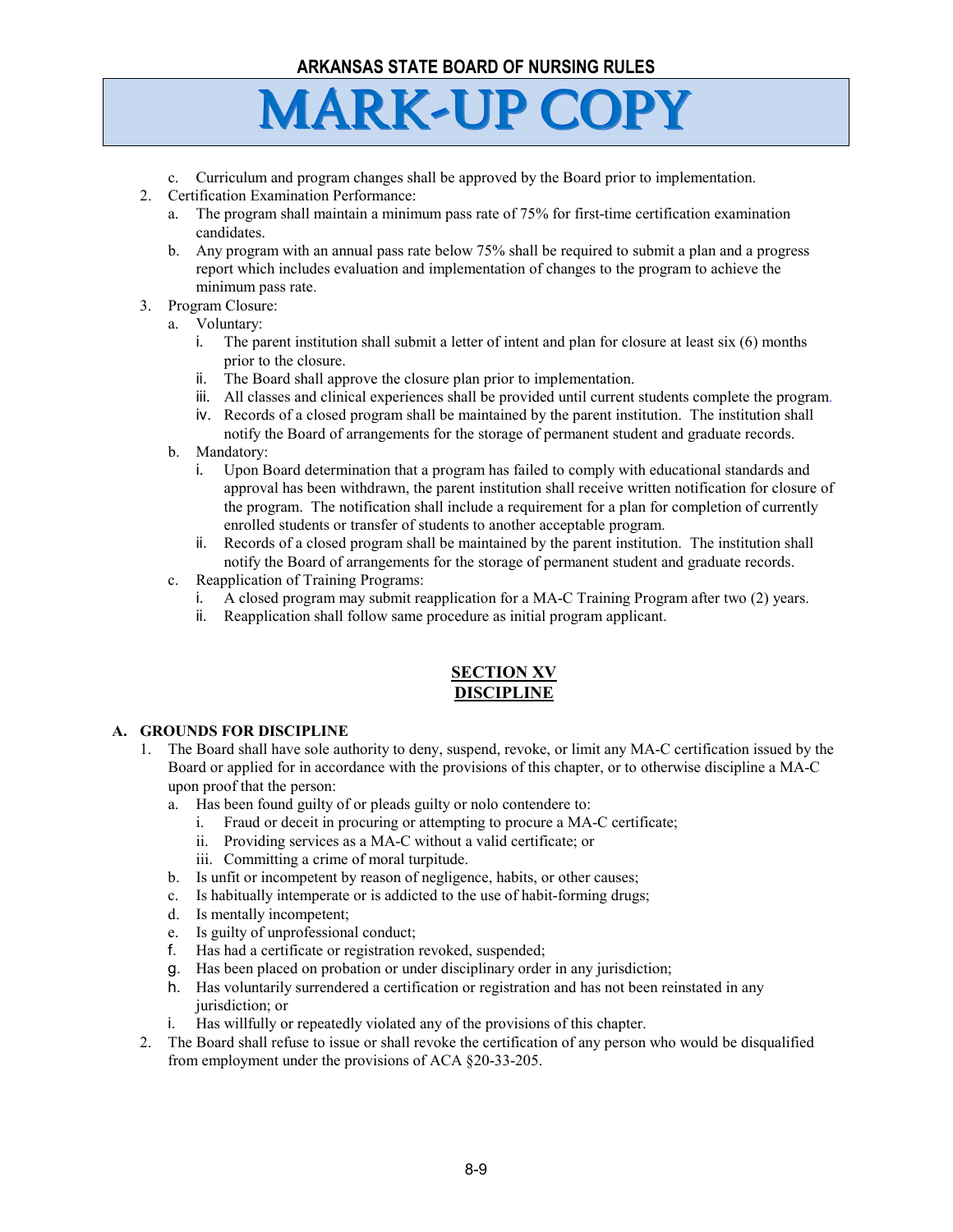c. Curriculum and program changes shall be approved by the Board prior to implementation.

2. Certification Examination Performance:
   a. The program shall maintain a minimum pass rate of 75% for first-time certification examination candidates.
   b. Any program with an annual pass rate below 75% shall be required to submit a plan and a progress report which includes evaluation and implementation of changes to the program to achieve the minimum pass rate.
3. Program Closure:
   a. Voluntary:
      i. The parent institution shall submit a letter of intent and plan for closure at least six (6) months prior to the closure.
      ii. The Board shall approve the closure plan prior to implementation.
      iii. All classes and clinical experiences shall be provided until current students complete the program.
      iv. Records of a closed program shall be maintained by the parent institution. The institution shall notify the Board of arrangements for the storage of permanent student and graduate records.
   b. Mandatory:
      i. Upon Board determination that a program has failed to comply with educational standards and approval has been withdrawn, the parent institution shall receive written notification for closure of the program. The notification shall include a requirement for a plan for completion of currently enrolled students or transfer of students to another acceptable program.
      ii. Records of a closed program shall be maintained by the parent institution. The institution shall notify the Board of arrangements for the storage of permanent student and graduate records.
   c. Reapplication of Training Programs:
      i. A closed program may submit reapplication for a MA-C Training Program after two (2) years.
      ii. Reapplication shall follow same procedure as initial program applicant.

## SECTION XV
## DISCIPLINE

### A. GROUNDS FOR DISCIPLINE

1. The Board shall have sole authority to deny, suspend, revoke, or limit any MA-C certification issued by the Board or applied for in accordance with the provisions of this chapter, or to otherwise discipline a MA-C upon proof that the person:
   a. Has been found guilty of or pleads guilty or nolo contendere to:
      i. Fraud or deceit in procuring or attempting to procure a MA-C certificate;
      ii. Providing services as a MA-C without a valid certificate; or
      iii. Committing a crime of moral turpitude.
   b. Is unfit or incompetent by reason of negligence, habits, or other causes;
   c. Is habitually intemperate or is addicted to the use of habit-forming drugs;
   d. Is mentally incompetent;
   e. Is guilty of unprofessional conduct;
   f. Has had a certificate or registration revoked, suspended;
   g. Has been placed on probation or under disciplinary order in any jurisdiction;
   h. Has voluntarily surrendered a certification or registration and has not been reinstated in any jurisdiction; or
   i. Has willfully or repeatedly violated any of the provisions of this chapter.
2. The Board shall refuse to issue or shall revoke the certification of any person who would be disqualified from employment under the provisions of ACA §20-33-205.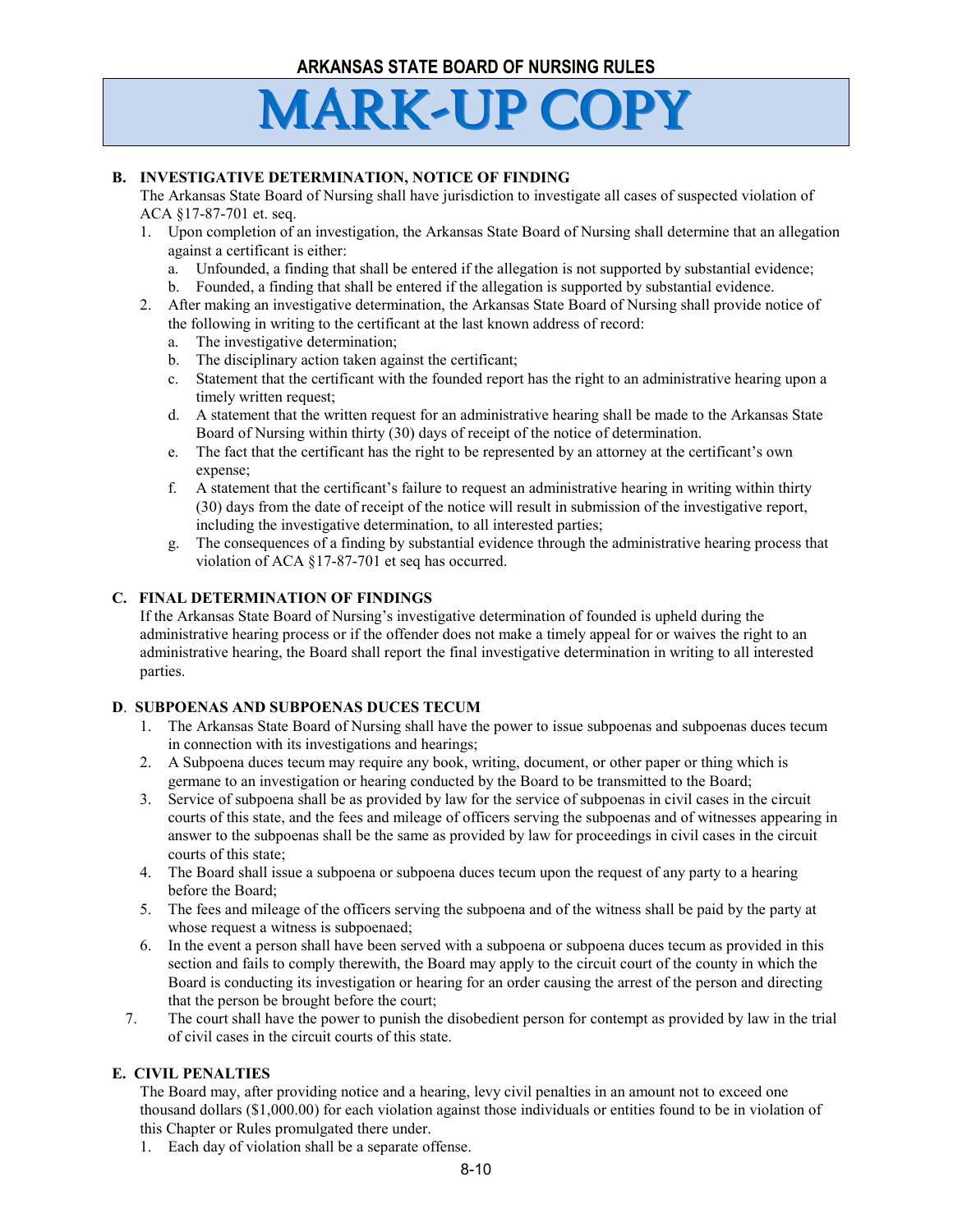### B. INVESTIGATIVE DETERMINATION, NOTICE OF FINDING

The Arkansas State Board of Nursing shall have jurisdiction to investigate all cases of suspected violation of ACA §17-87-701 et. seq.

1. Upon completion of an investigation, the Arkansas State Board of Nursing shall determine that an allegation against a certificant is either:
   a. Unfounded, a finding that shall be entered if the allegation is not supported by substantial evidence;
   b. Founded, a finding that shall be entered if the allegation is supported by substantial evidence.
2. After making an investigative determination, the Arkansas State Board of Nursing shall provide notice of the following in writing to the certificant at the last known address of record:
   a. The investigative determination;
   b. The disciplinary action taken against the certificant;
   c. Statement that the certificant with the founded report has the right to an administrative hearing upon a timely written request;
   d. A statement that the written request for an administrative hearing shall be made to the Arkansas State Board of Nursing within thirty (30) days of receipt of the notice of determination.
   e. The fact that the certificant has the right to be represented by an attorney at the certificant's own expense;
   f. A statement that the certificant's failure to request an administrative hearing in writing within thirty (30) days from the date of receipt of the notice will result in submission of the investigative report, including the investigative determination, to all interested parties;
   g. The consequences of a finding by substantial evidence through the administrative hearing process that violation of ACA §17-87-701 et seq has occurred.

### C. FINAL DETERMINATION OF FINDINGS

If the Arkansas State Board of Nursing's investigative determination of founded is upheld during the administrative hearing process or if the offender does not make a timely appeal for or waives the right to an administrative hearing, the Board shall report the final investigative determination in writing to all interested parties.

### D. SUBPOENAS AND SUBPOENAS DUCES TECUM

1. The Arkansas State Board of Nursing shall have the power to issue subpoenas and subpoenas duces tecum in connection with its investigations and hearings;
2. A Subpoena duces tecum may require any book, writing, document, or other paper or thing which is germane to an investigation or hearing conducted by the Board to be transmitted to the Board;
3. Service of subpoena shall be as provided by law for the service of subpoenas in civil cases in the circuit courts of this state, and the fees and mileage of officers serving the subpoenas and of witnesses appearing in answer to the subpoenas shall be the same as provided by law for proceedings in civil cases in the circuit courts of this state;
4. The Board shall issue a subpoena or subpoena duces tecum upon the request of any party to a hearing before the Board;
5. The fees and mileage of the officers serving the subpoena and of the witness shall be paid by the party at whose request a witness is subpoenaed;
6. In the event a person shall have been served with a subpoena or subpoena duces tecum as provided in this section and fails to comply therewith, the Board may apply to the circuit court of the county in which the Board is conducting its investigation or hearing for an order causing the arrest of the person and directing that the person be brought before the court;
7. The court shall have the power to punish the disobedient person for contempt as provided by law in the trial of civil cases in the circuit courts of this state.

### E. CIVIL PENALTIES

The Board may, after providing notice and a hearing, levy civil penalties in an amount not to exceed one thousand dollars ($1,000.00) for each violation against those individuals or entities found to be in violation of this Chapter or Rules promulgated there under.

1. Each day of violation shall be a separate offense.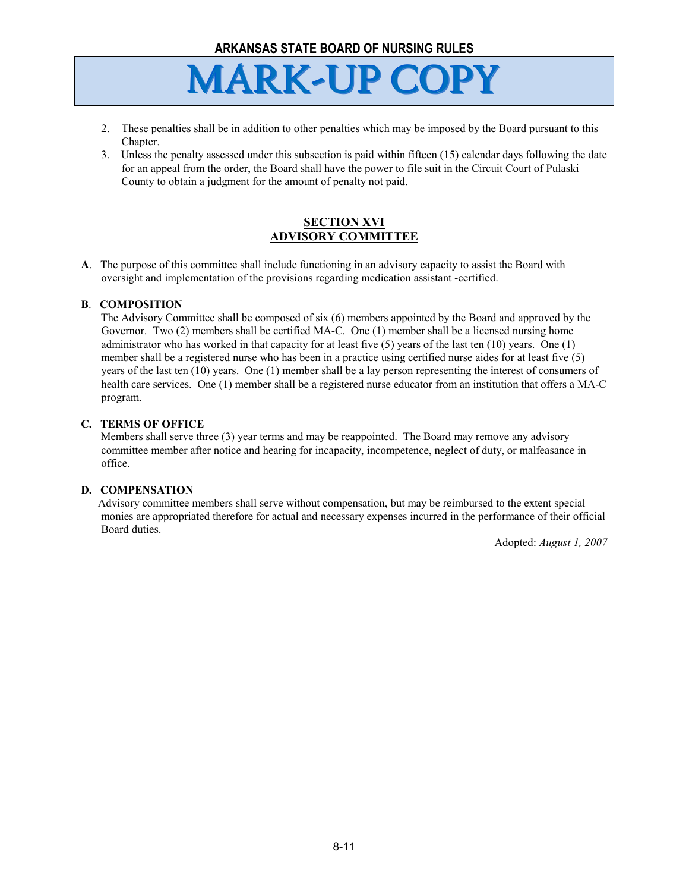2. These penalties shall be in addition to other penalties which may be imposed by the Board pursuant to this Chapter.
3. Unless the penalty assessed under this subsection is paid within fifteen (15) calendar days following the date for an appeal from the order, the Board shall have the power to file suit in the Circuit Court of Pulaski County to obtain a judgment for the amount of penalty not paid.

## SECTION XVI
## ADVISORY COMMITTEE

**A**. The purpose of this committee shall include functioning in an advisory capacity to assist the Board with oversight and implementation of the provisions regarding medication assistant -certified.

**B**. **COMPOSITION**

The Advisory Committee shall be composed of six (6) members appointed by the Board and approved by the Governor. Two (2) members shall be certified MA-C. One (1) member shall be a licensed nursing home administrator who has worked in that capacity for at least five (5) years of the last ten (10) years. One (1) member shall be a registered nurse who has been in a practice using certified nurse aides for at least five (5) years of the last ten (10) years. One (1) member shall be a lay person representing the interest of consumers of health care services. One (1) member shall be a registered nurse educator from an institution that offers a MA-C program.

**C. TERMS OF OFFICE**

Members shall serve three (3) year terms and may be reappointed. The Board may remove any advisory committee member after notice and hearing for incapacity, incompetence, neglect of duty, or malfeasance in office.

**D. COMPENSATION**

Advisory committee members shall serve without compensation, but may be reimbursed to the extent special monies are appropriated therefore for actual and necessary expenses incurred in the performance of their official Board duties.

Adopted: *August 1, 2007*